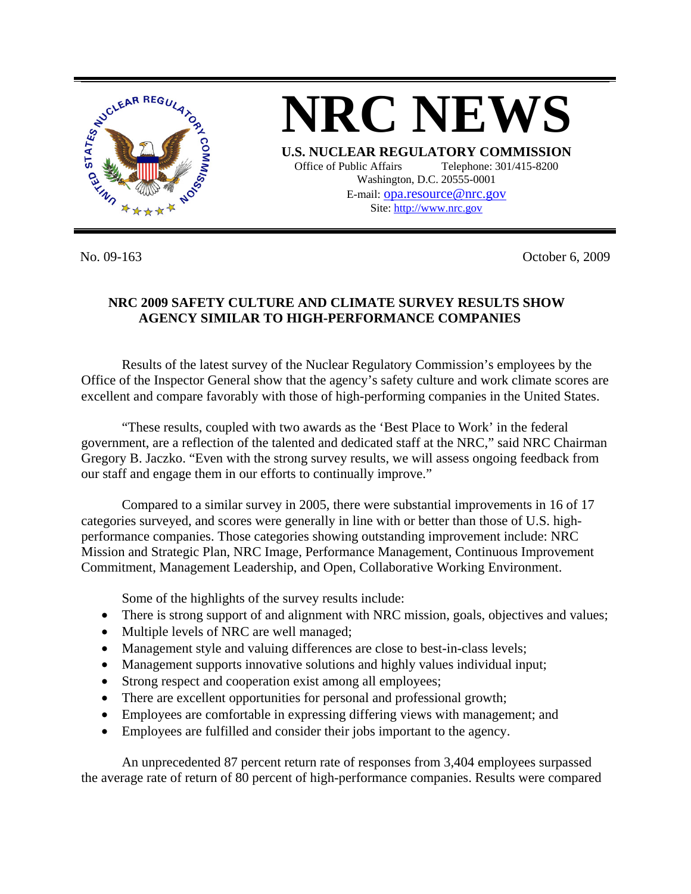# NRC NEWS

**U.S. NUCLEAR REGULATORY COMMISSION**

Office of Public Affairs Telephone: 301/415-8200
Washington, D.C. 20555-0001
E-mail: opa.resource@nrc.gov
Site: http://www.nrc.gov

No. 09-163 October 6, 2009

**NRC 2009 SAFETY CULTURE AND CLIMATE SURVEY RESULTS SHOW AGENCY SIMILAR TO HIGH-PERFORMANCE COMPANIES**

Results of the latest survey of the Nuclear Regulatory Commission's employees by the Office of the Inspector General show that the agency's safety culture and work climate scores are excellent and compare favorably with those of high-performing companies in the United States.

"These results, coupled with two awards as the 'Best Place to Work' in the federal government, are a reflection of the talented and dedicated staff at the NRC," said NRC Chairman Gregory B. Jaczko. "Even with the strong survey results, we will assess ongoing feedback from our staff and engage them in our efforts to continually improve."

Compared to a similar survey in 2005, there were substantial improvements in 16 of 17 categories surveyed, and scores were generally in line with or better than those of U.S. high-performance companies. Those categories showing outstanding improvement include: NRC Mission and Strategic Plan, NRC Image, Performance Management, Continuous Improvement Commitment, Management Leadership, and Open, Collaborative Working Environment.

Some of the highlights of the survey results include:

- There is strong support of and alignment with NRC mission, goals, objectives and values;
- Multiple levels of NRC are well managed;
- Management style and valuing differences are close to best-in-class levels;
- Management supports innovative solutions and highly values individual input;
- Strong respect and cooperation exist among all employees;
- There are excellent opportunities for personal and professional growth;
- Employees are comfortable in expressing differing views with management; and
- Employees are fulfilled and consider their jobs important to the agency.

An unprecedented 87 percent return rate of responses from 3,404 employees surpassed the average rate of return of 80 percent of high-performance companies. Results were compared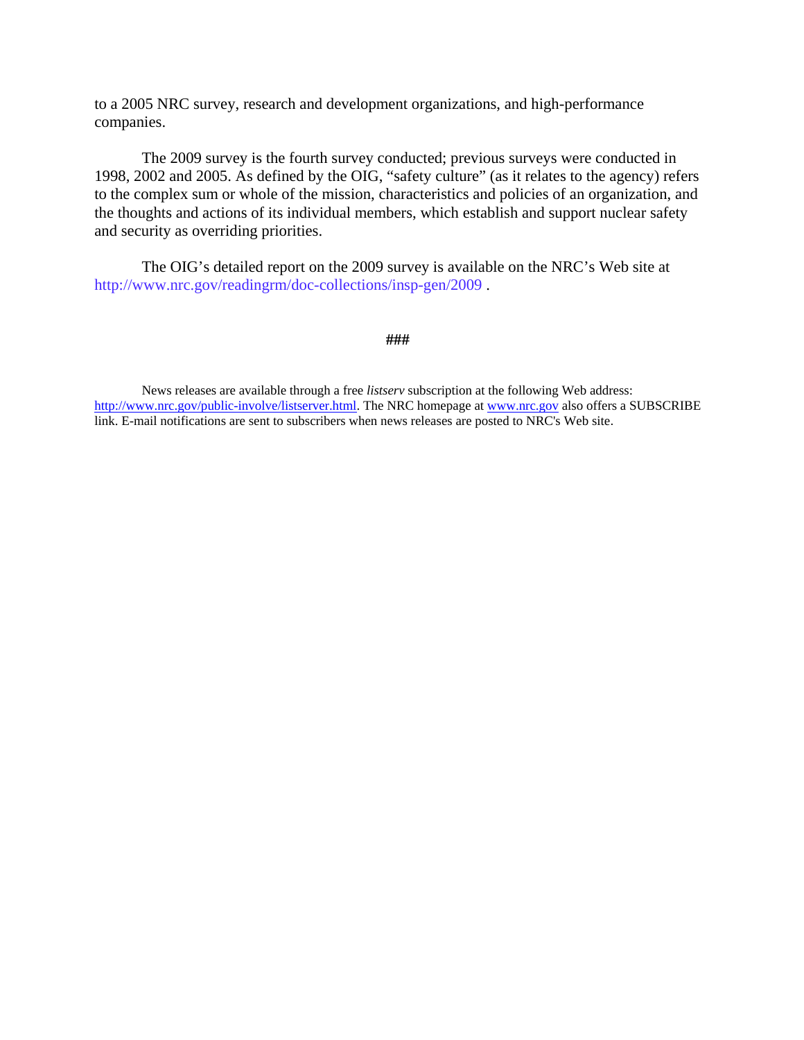to a 2005 NRC survey, research and development organizations, and high-performance companies.

The 2009 survey is the fourth survey conducted; previous surveys were conducted in 1998, 2002 and 2005. As defined by the OIG, "safety culture" (as it relates to the agency) refers to the complex sum or whole of the mission, characteristics and policies of an organization, and the thoughts and actions of its individual members, which establish and support nuclear safety and security as overriding priorities.

The OIG's detailed report on the 2009 survey is available on the NRC's Web site at http://www.nrc.gov/readingrm/doc-collections/insp-gen/2009 .

###

News releases are available through a free *listserv* subscription at the following Web address: http://www.nrc.gov/public-involve/listserver.html. The NRC homepage at www.nrc.gov also offers a SUBSCRIBE link. E-mail notifications are sent to subscribers when news releases are posted to NRC's Web site.